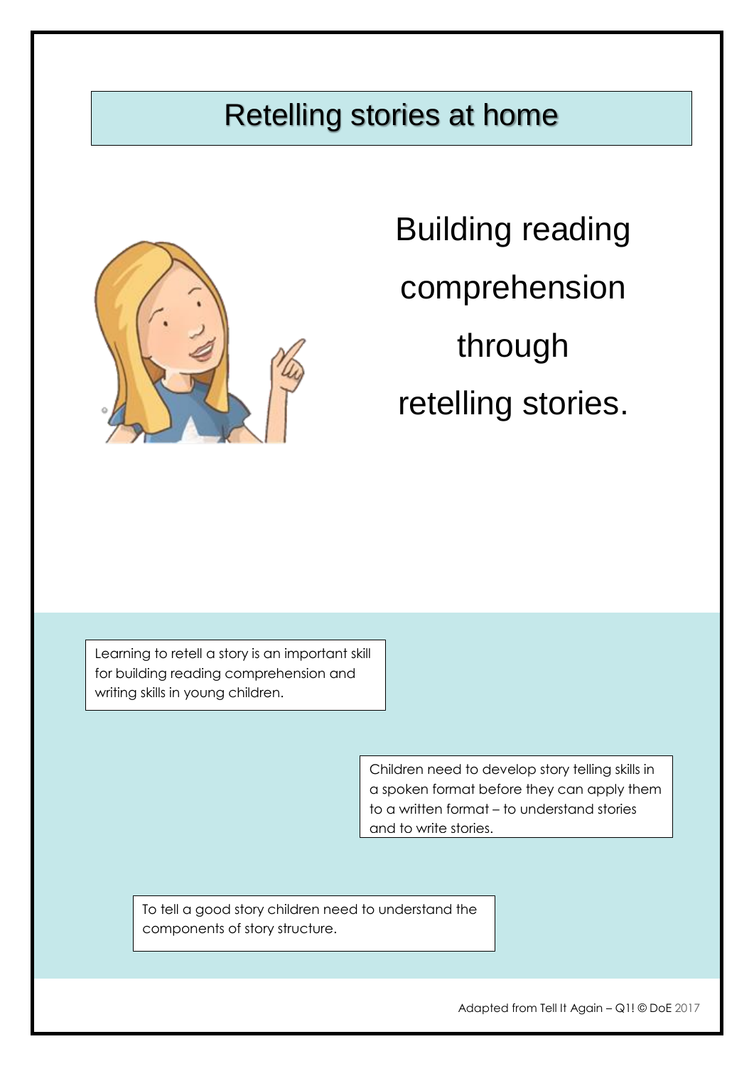# Retelling stories at home

Building reading comprehension through retelling stories.

Learning to retell a story is an important skill for building reading comprehension and writing skills in young children.

Children need to develop story telling skills in a spoken format before they can apply them to a written format – to understand stories and to write stories.

To tell a good story children need to understand the components of story structure.

Adapted from Tell It Again – Q1! © DoE 2017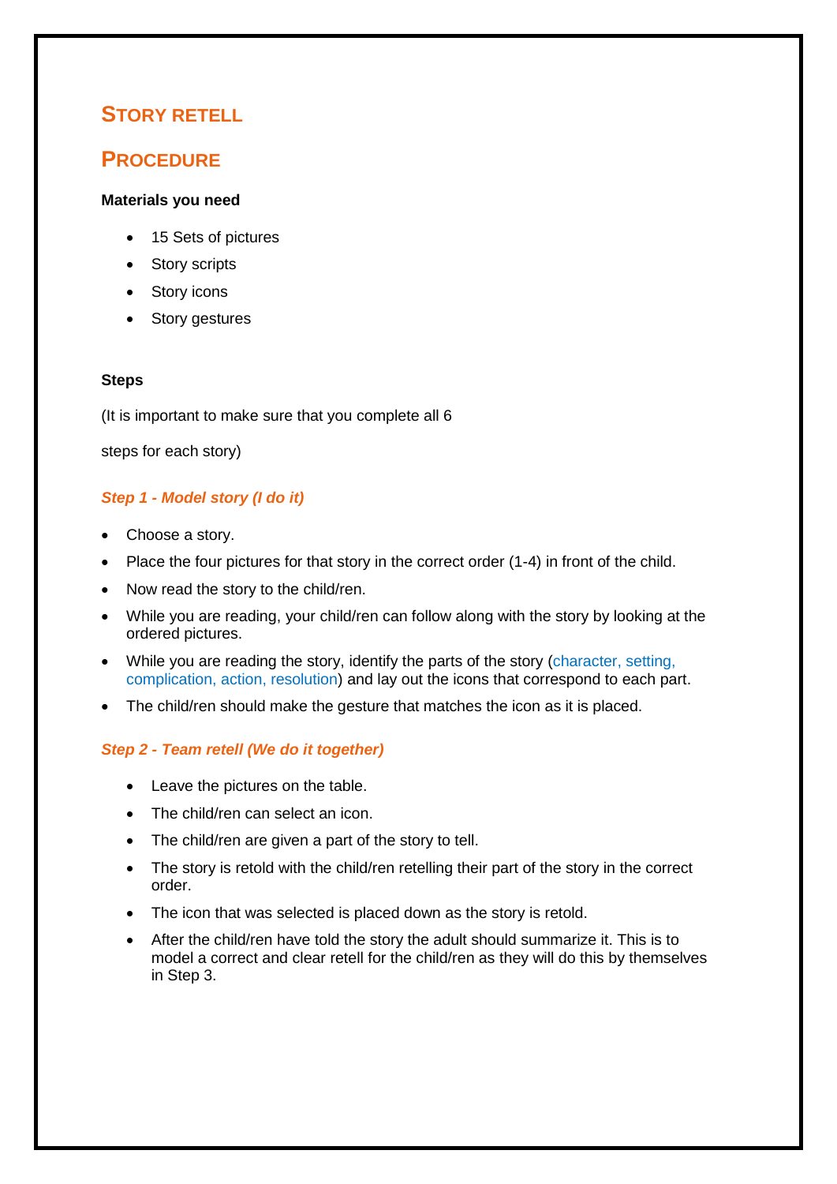## STORY RETELL

## PROCEDURE

**Materials you need**

- 15 Sets of pictures
- Story scripts
- Story icons
- Story gestures

**Steps**

(It is important to make sure that you complete all 6

steps for each story)

### *Step 1 - Model story (I do it)*

- Choose a story.
- Place the four pictures for that story in the correct order (1-4) in front of the child.
- Now read the story to the child/ren.
- While you are reading, your child/ren can follow along with the story by looking at the ordered pictures.
- While you are reading the story, identify the parts of the story (character, setting, complication, action, resolution) and lay out the icons that correspond to each part.
- The child/ren should make the gesture that matches the icon as it is placed.

### *Step 2 - Team retell (We do it together)*

- Leave the pictures on the table.
- The child/ren can select an icon.
- The child/ren are given a part of the story to tell.
- The story is retold with the child/ren retelling their part of the story in the correct order.
- The icon that was selected is placed down as the story is retold.
- After the child/ren have told the story the adult should summarize it. This is to model a correct and clear retell for the child/ren as they will do this by themselves in Step 3.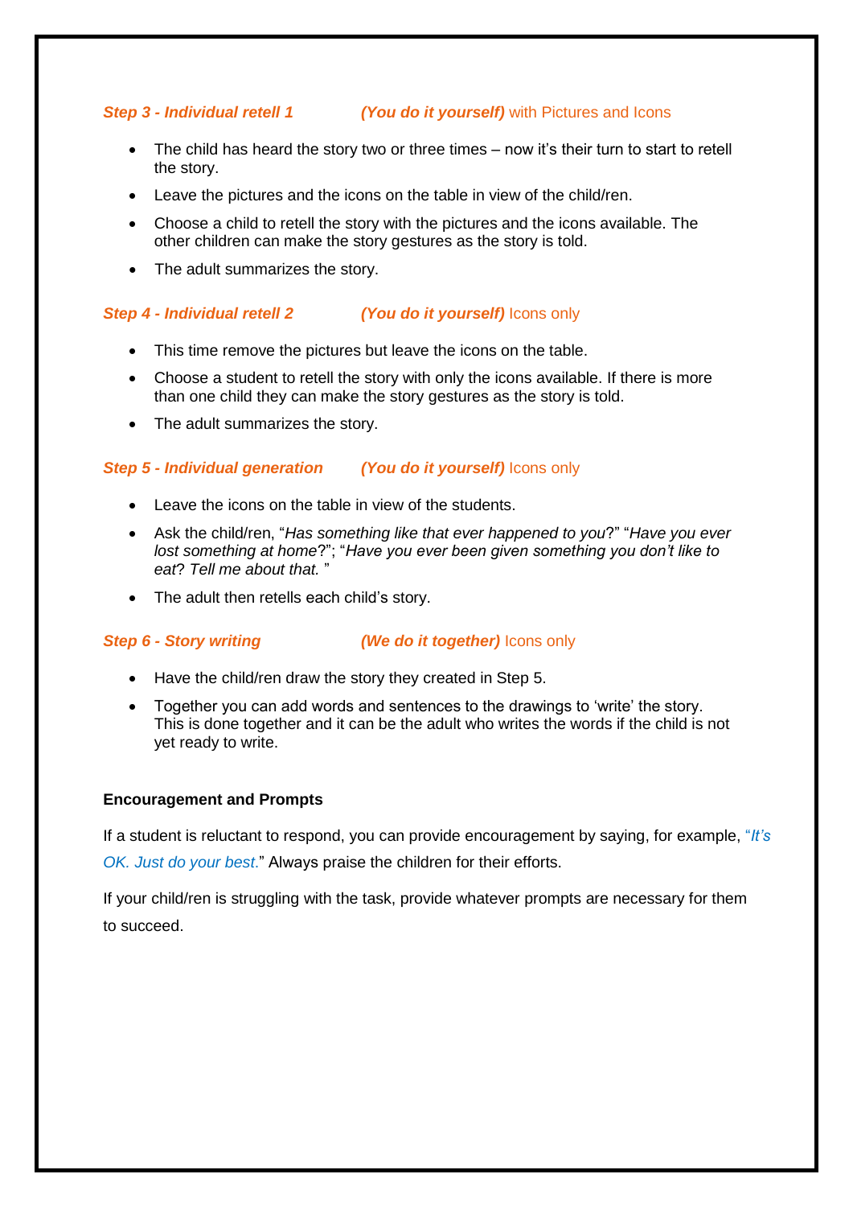### ***Step 3 - Individual retell 1*** ***(You do it yourself)*** with Pictures and Icons

- The child has heard the story two or three times – now it's their turn to start to retell the story.
- Leave the pictures and the icons on the table in view of the child/ren.
- Choose a child to retell the story with the pictures and the icons available. The other children can make the story gestures as the story is told.
- The adult summarizes the story.

### ***Step 4 - Individual retell 2*** ***(You do it yourself)*** Icons only

- This time remove the pictures but leave the icons on the table.
- Choose a student to retell the story with only the icons available. If there is more than one child they can make the story gestures as the story is told.
- The adult summarizes the story.

### ***Step 5 - Individual generation*** ***(You do it yourself)*** Icons only

- Leave the icons on the table in view of the students.
- Ask the child/ren, "*Has something like that ever happened to you*?" "*Have you ever lost something at home*?"; "*Have you ever been given something you don't like to eat*? *Tell me about that.* "
- The adult then retells each child's story.

### ***Step 6 - Story writing*** ***(We do it together)*** Icons only

- Have the child/ren draw the story they created in Step 5.
- Together you can add words and sentences to the drawings to 'write' the story. This is done together and it can be the adult who writes the words if the child is not yet ready to write.

**Encouragement and Prompts**

If a student is reluctant to respond, you can provide encouragement by saying, for example, "*It's OK. Just do your best.*" Always praise the children for their efforts.

If your child/ren is struggling with the task, provide whatever prompts are necessary for them to succeed.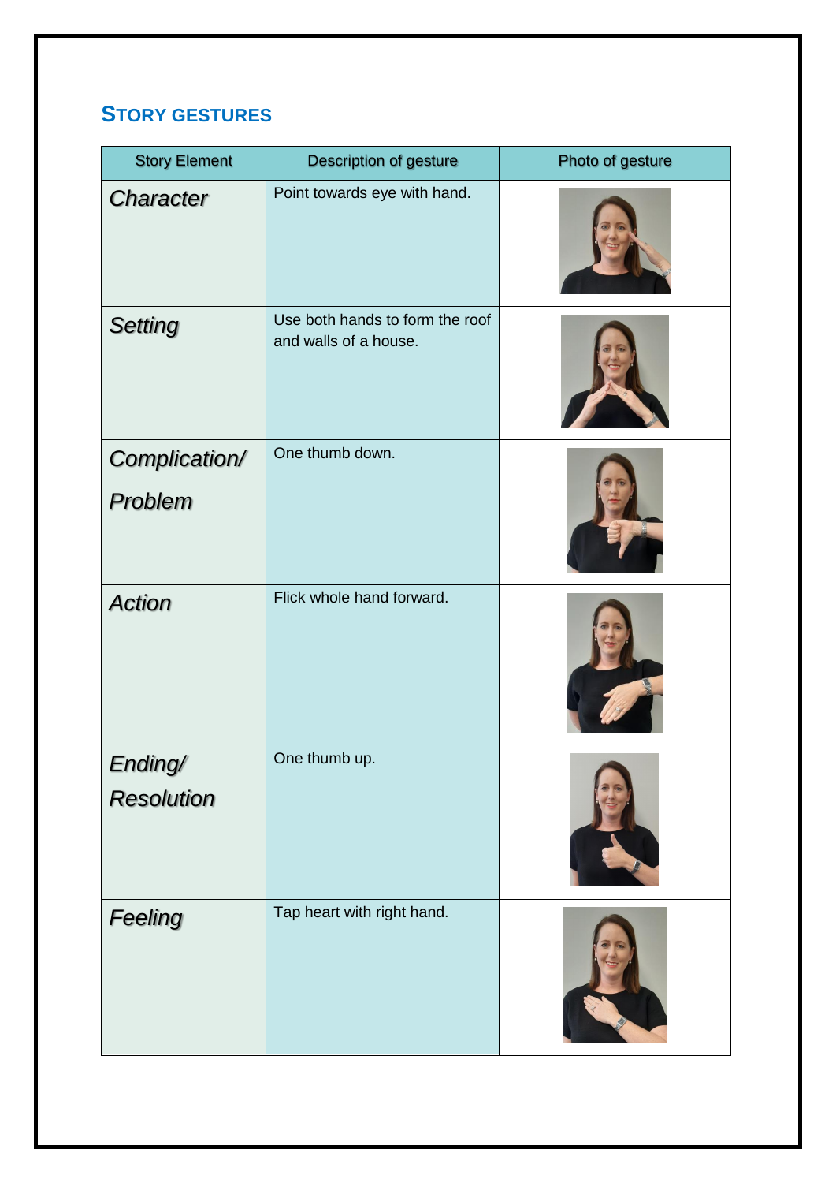## STORY GESTURES

| Story Element | Description of gesture | Photo of gesture |
| --- | --- | --- |
| *Character* | Point towards eye with hand. | |
| *Setting* | Use both hands to form the roof and walls of a house. | |
| *Complication/ Problem* | One thumb down. | |
| *Action* | Flick whole hand forward. | |
| *Ending/ Resolution* | One thumb up. | |
| *Feeling* | Tap heart with right hand. | |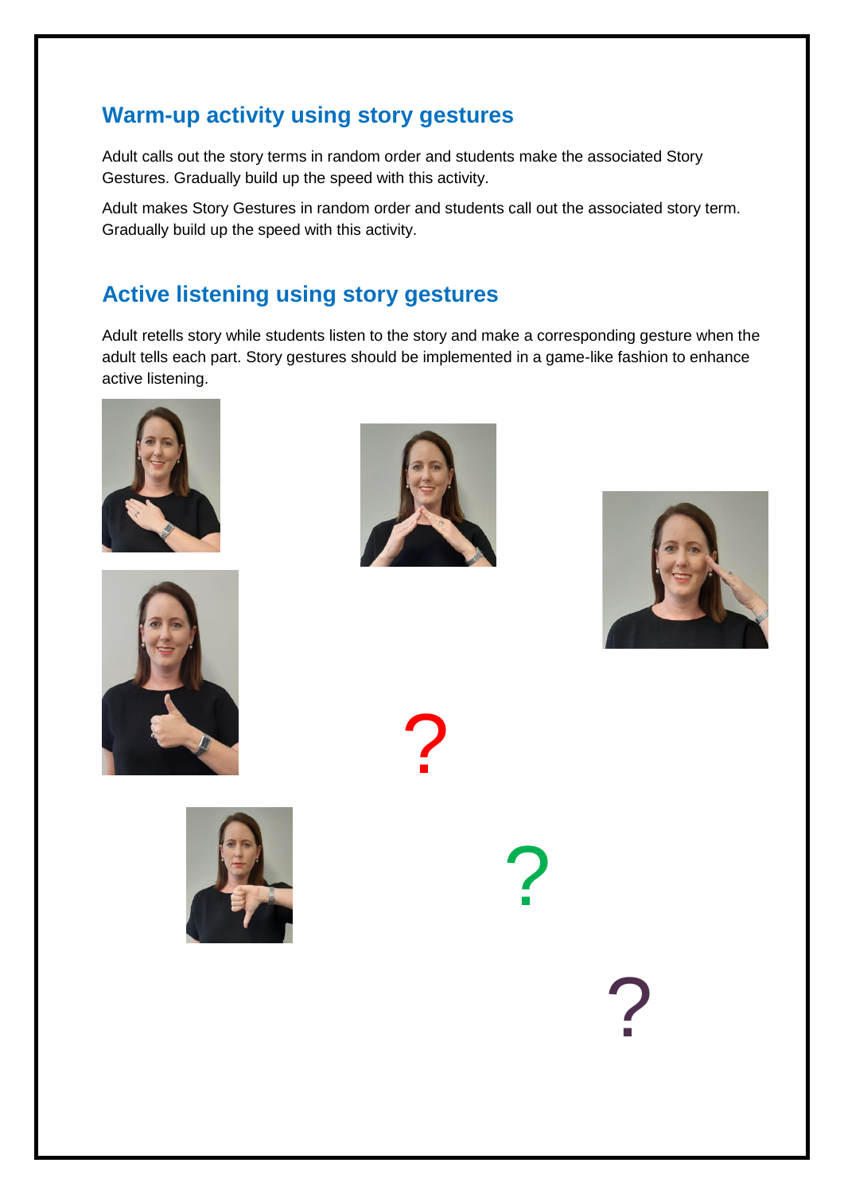## Warm-up activity using story gestures

Adult calls out the story terms in random order and students make the associated Story Gestures. Gradually build up the speed with this activity.

Adult makes Story Gestures in random order and students call out the associated story term. Gradually build up the speed with this activity.

## Active listening using story gestures

Adult retells story while students listen to the story and make a corresponding gesture when the adult tells each part. Story gestures should be implemented in a game-like fashion to enhance active listening.

?

?

?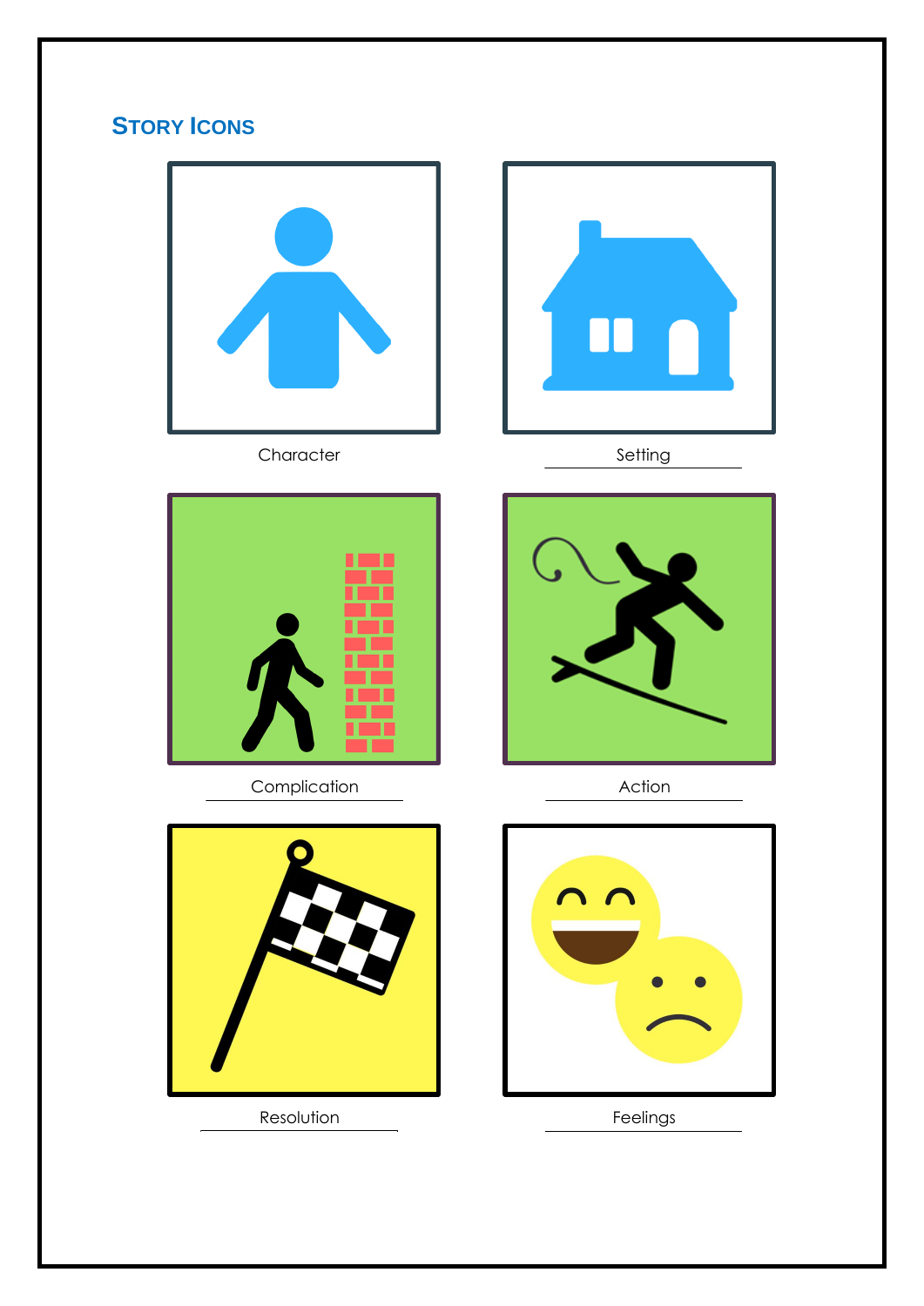## Story Icons

Character

Setting

Complication

Action

Resolution

Feelings